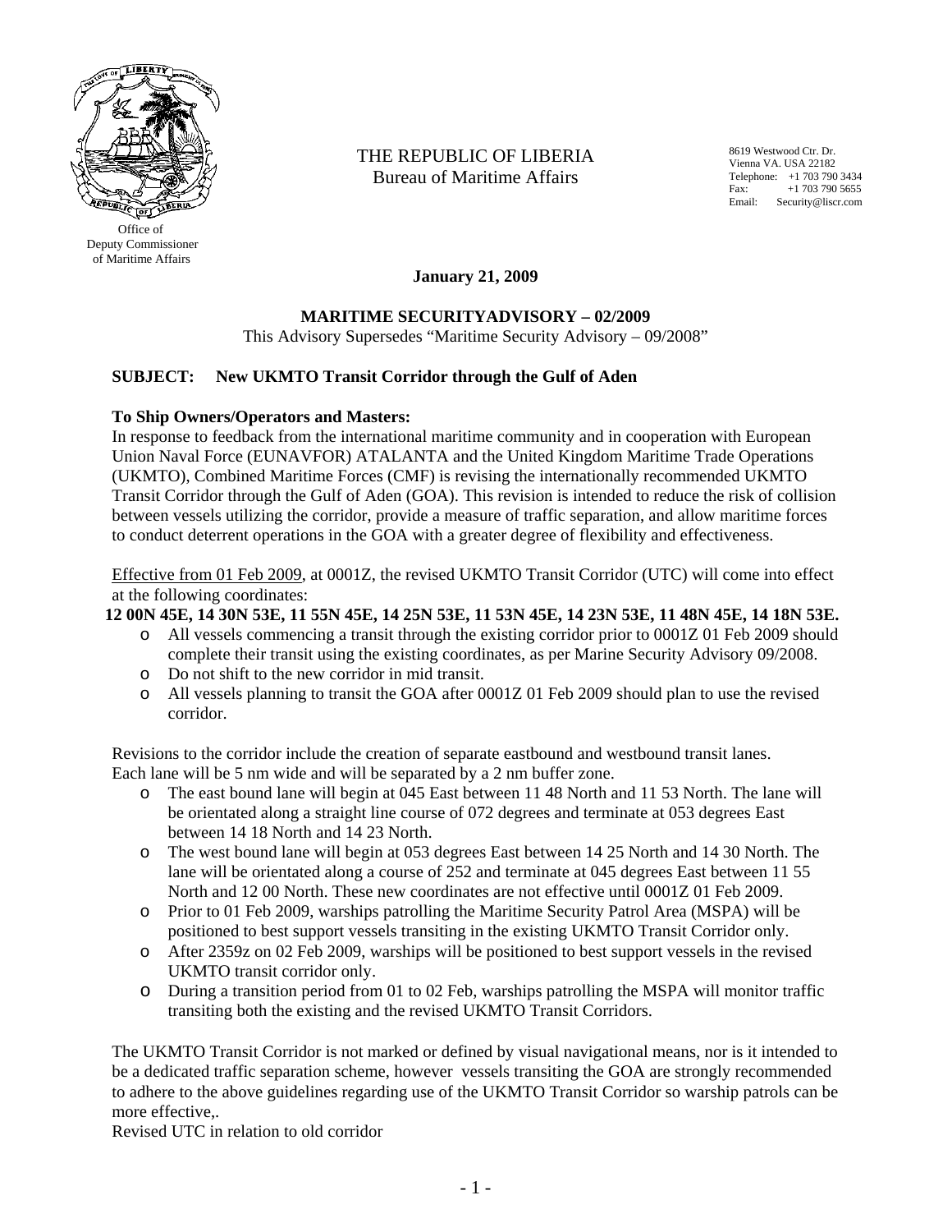Office of
Deputy Commissioner
of Maritime Affairs

THE REPUBLIC OF LIBERIA
Bureau of Maritime Affairs

8619 Westwood Ctr. Dr.
Vienna VA. USA 22182
Telephone: +1 703 790 3434
Fax: +1 703 790 5655
Email: Security@liscr.com

**January 21, 2009**

**MARITIME SECURITYADVISORY – 02/2009**

This Advisory Supersedes "Maritime Security Advisory – 09/2008"

**SUBJECT: New UKMTO Transit Corridor through the Gulf of Aden**

**To Ship Owners/Operators and Masters:**

In response to feedback from the international maritime community and in cooperation with European Union Naval Force (EUNAVFOR) ATALANTA and the United Kingdom Maritime Trade Operations (UKMTO), Combined Maritime Forces (CMF) is revising the internationally recommended UKMTO Transit Corridor through the Gulf of Aden (GOA). This revision is intended to reduce the risk of collision between vessels utilizing the corridor, provide a measure of traffic separation, and allow maritime forces to conduct deterrent operations in the GOA with a greater degree of flexibility and effectiveness.

Effective from 01 Feb 2009, at 0001Z, the revised UKMTO Transit Corridor (UTC) will come into effect at the following coordinates:

**12 00N 45E, 14 30N 53E, 11 55N 45E, 14 25N 53E, 11 53N 45E, 14 23N 53E, 11 48N 45E, 14 18N 53E.**

- All vessels commencing a transit through the existing corridor prior to 0001Z 01 Feb 2009 should complete their transit using the existing coordinates, as per Marine Security Advisory 09/2008.
- Do not shift to the new corridor in mid transit.
- All vessels planning to transit the GOA after 0001Z 01 Feb 2009 should plan to use the revised corridor.

Revisions to the corridor include the creation of separate eastbound and westbound transit lanes. Each lane will be 5 nm wide and will be separated by a 2 nm buffer zone.

- The east bound lane will begin at 045 East between 11 48 North and 11 53 North. The lane will be orientated along a straight line course of 072 degrees and terminate at 053 degrees East between 14 18 North and 14 23 North.
- The west bound lane will begin at 053 degrees East between 14 25 North and 14 30 North. The lane will be orientated along a course of 252 and terminate at 045 degrees East between 11 55 North and 12 00 North. These new coordinates are not effective until 0001Z 01 Feb 2009.
- Prior to 01 Feb 2009, warships patrolling the Maritime Security Patrol Area (MSPA) will be positioned to best support vessels transiting in the existing UKMTO Transit Corridor only.
- After 2359z on 02 Feb 2009, warships will be positioned to best support vessels in the revised UKMTO transit corridor only.
- During a transition period from 01 to 02 Feb, warships patrolling the MSPA will monitor traffic transiting both the existing and the revised UKMTO Transit Corridors.

The UKMTO Transit Corridor is not marked or defined by visual navigational means, nor is it intended to be a dedicated traffic separation scheme, however vessels transiting the GOA are strongly recommended to adhere to the above guidelines regarding use of the UKMTO Transit Corridor so warship patrols can be more effective,.

Revised UTC in relation to old corridor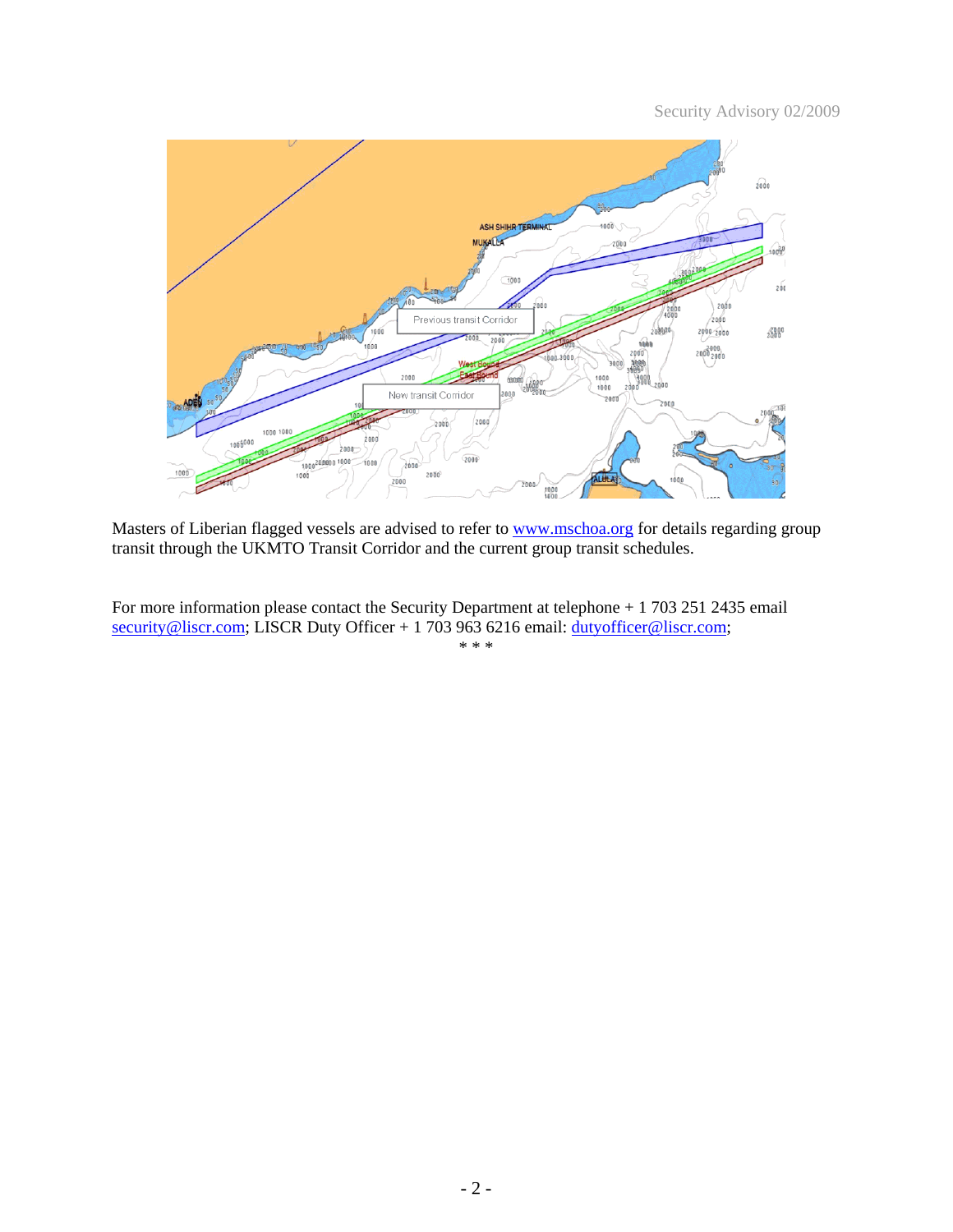ASH SHIHR TERMINAL

MUKALLA

Previous transit Corridor

West Bound

East Bound

New transit Corridor

ADEN

ALULA

Masters of Liberian flagged vessels are advised to refer to www.mschoa.org for details regarding group transit through the UKMTO Transit Corridor and the current group transit schedules.

For more information please contact the Security Department at telephone + 1 703 251 2435 email security@liscr.com; LISCR Duty Officer + 1 703 963 6216 email: dutyofficer@liscr.com;

\* \* \*